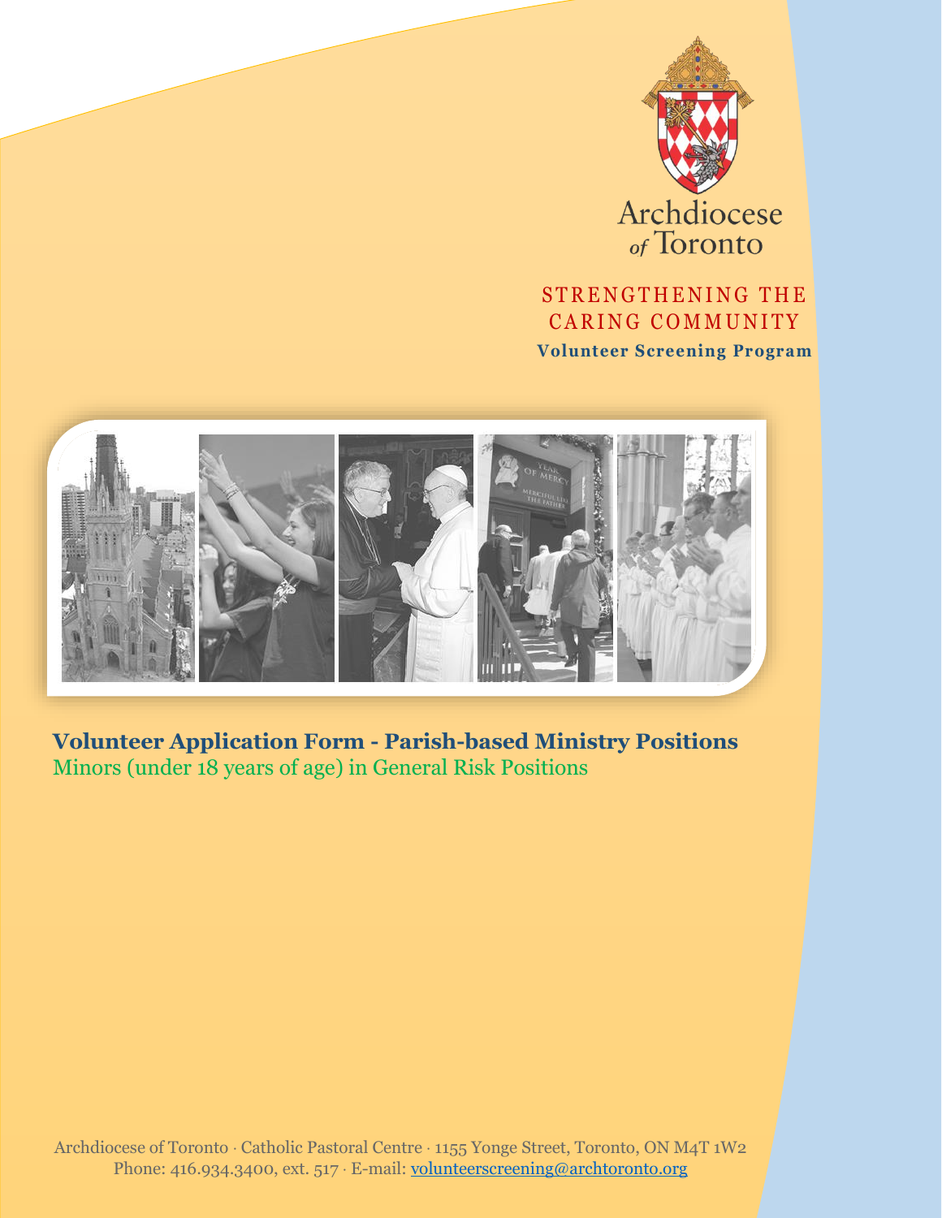Archdiocese of Toronto

STRENGTHENING THE CARING COMMUNITY

**Volunteer Screening Program**

# Volunteer Application Form - Parish-based Ministry Positions

## Minors (under 18 years of age) in General Risk Positions

Archdiocese of Toronto · Catholic Pastoral Centre · 1155 Yonge Street, Toronto, ON M4T 1W2
Phone: 416.934.3400, ext. 517 · E-mail: volunteerscreening@archtoronto.org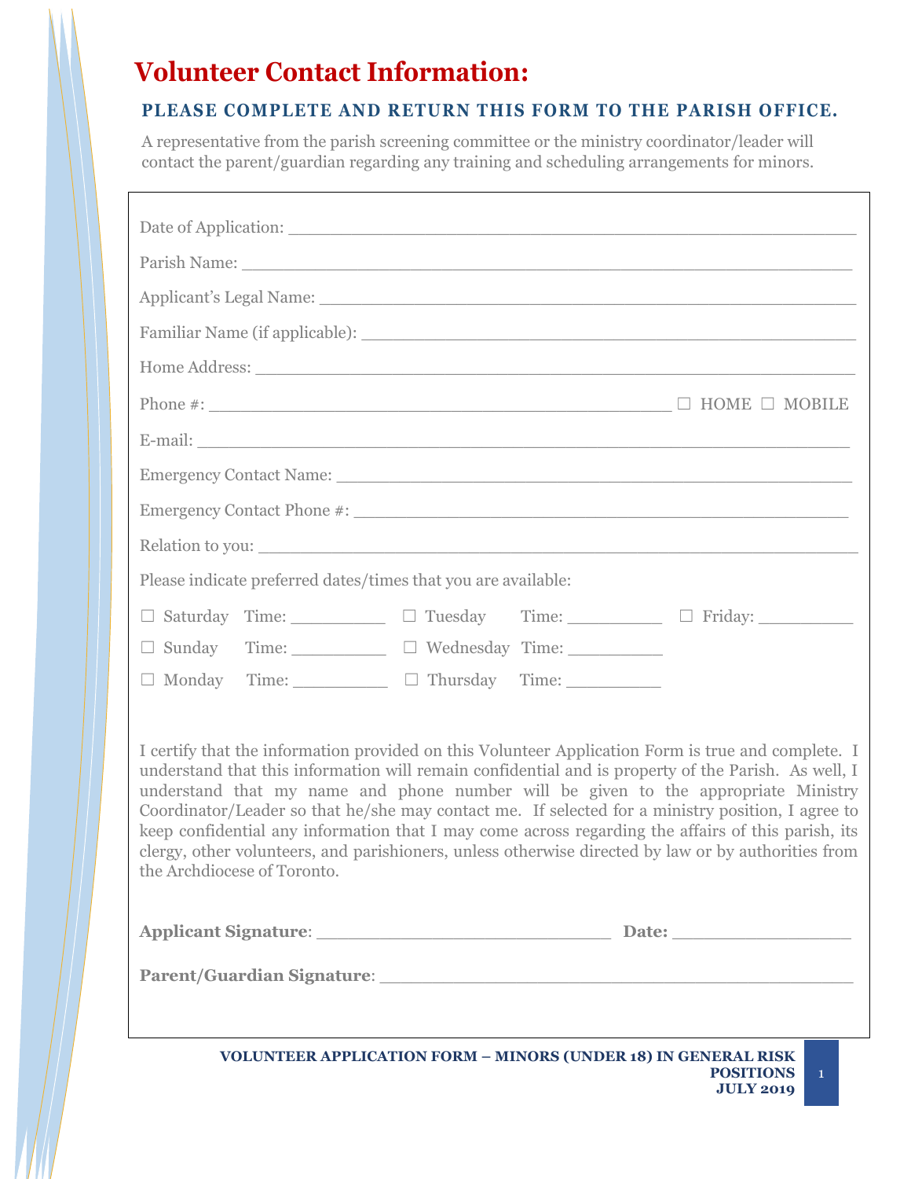# Volunteer Contact Information:

**PLEASE COMPLETE AND RETURN THIS FORM TO THE PARISH OFFICE.**

A representative from the parish screening committee or the ministry coordinator/leader will contact the parent/guardian regarding any training and scheduling arrangements for minors.

Date of Application: ______________________________________________

Parish Name: ______________________________________________

Applicant's Legal Name: ______________________________________________

Familiar Name (if applicable): ______________________________________________

Home Address: ______________________________________________

Phone #: ______________________________________ ☐ HOME ☐ MOBILE

E-mail: ______________________________________________

Emergency Contact Name: ______________________________________________

Emergency Contact Phone #: ______________________________________________

Relation to you: ______________________________________________

Please indicate preferred dates/times that you are available:

☐ Saturday Time: __________ ☐ Tuesday Time: __________ ☐ Friday: __________

☐ Sunday Time: __________ ☐ Wednesday Time: __________

☐ Monday Time: __________ ☐ Thursday Time: __________

I certify that the information provided on this Volunteer Application Form is true and complete. I understand that this information will remain confidential and is property of the Parish. As well, I understand that my name and phone number will be given to the appropriate Ministry Coordinator/Leader so that he/she may contact me. If selected for a ministry position, I agree to keep confidential any information that I may come across regarding the affairs of this parish, its clergy, other volunteers, and parishioners, unless otherwise directed by law or by authorities from the Archdiocese of Toronto.

**Applicant Signature**: ____________________________ **Date:** ________________

**Parent/Guardian Signature**: ______________________________________________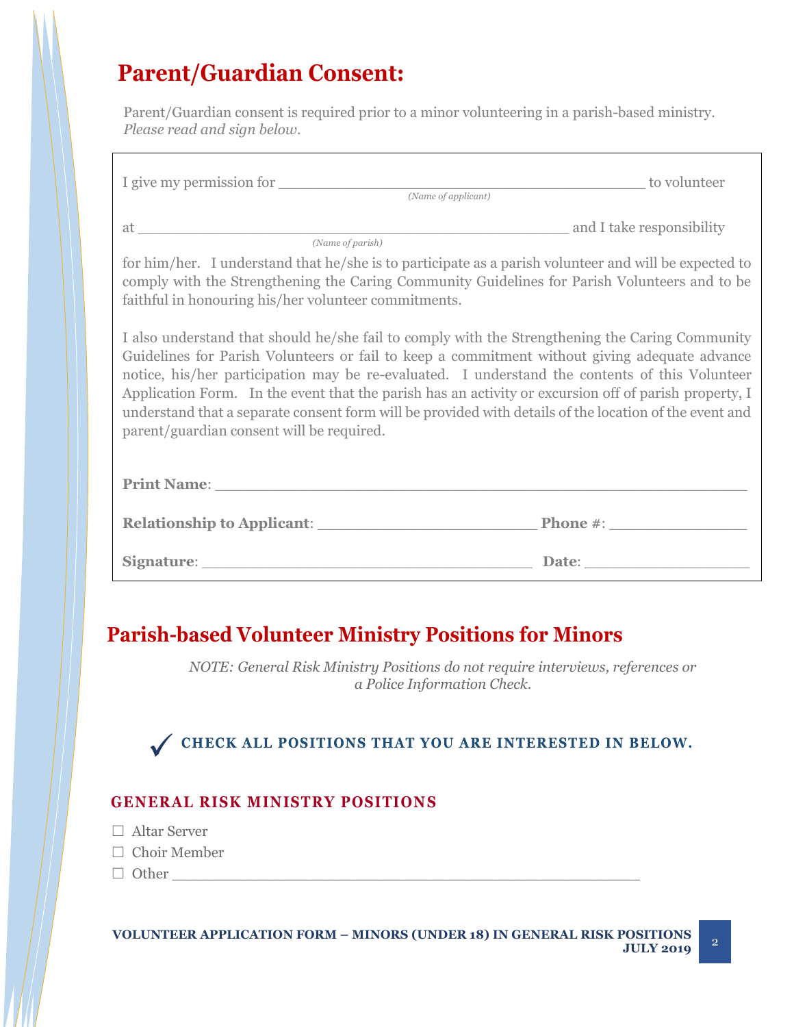# Parent/Guardian Consent:

Parent/Guardian consent is required prior to a minor volunteering in a parish-based ministry. *Please read and sign below.*

I give my permission for ________________________________________ to volunteer
*(Name of applicant)*

at ________________________________________________ and I take responsibility
*(Name of parish)*

for him/her. I understand that he/she is to participate as a parish volunteer and will be expected to comply with the Strengthening the Caring Community Guidelines for Parish Volunteers and to be faithful in honouring his/her volunteer commitments.

I also understand that should he/she fail to comply with the Strengthening the Caring Community Guidelines for Parish Volunteers or fail to keep a commitment without giving adequate advance notice, his/her participation may be re-evaluated. I understand the contents of this Volunteer Application Form. In the event that the parish has an activity or excursion off of parish property, I understand that a separate consent form will be provided with details of the location of the event and parent/guardian consent will be required.

**Print Name**: ___________________________________________________________

**Relationship to Applicant**: ________________________ **Phone #**: _______________

**Signature**: ____________________________________ **Date**: __________________

## Parish-based Volunteer Ministry Positions for Minors

*NOTE: General Risk Ministry Positions do not require interviews, references or a Police Information Check.*

✓ **CHECK ALL POSITIONS THAT YOU ARE INTERESTED IN BELOW.**

### GENERAL RISK MINISTRY POSITIONS

☐ Altar Server
☐ Choir Member
☐ Other ____________________________________________________

**VOLUNTEER APPLICATION FORM – MINORS (UNDER 18) IN GENERAL RISK POSITIONS JULY 2019**